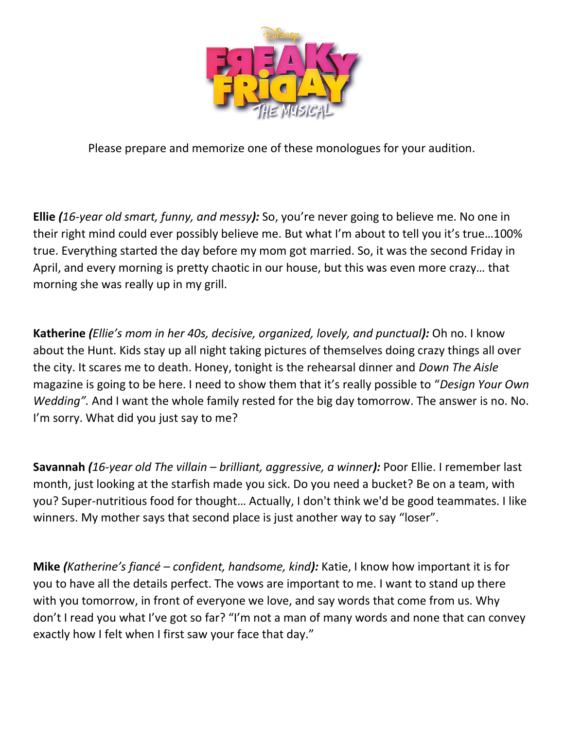Please prepare and memorize one of these monologues for your audition.

**Ellie** ***(16-year old smart, funny, and messy):*** So, you're never going to believe me. No one in their right mind could ever possibly believe me. But what I'm about to tell you it's true…100% true. Everything started the day before my mom got married. So, it was the second Friday in April, and every morning is pretty chaotic in our house, but this was even more crazy… that morning she was really up in my grill.

**Katherine** ***(Ellie's mom in her 40s, decisive, organized, lovely, and punctual):*** Oh no. I know about the Hunt. Kids stay up all night taking pictures of themselves doing crazy things all over the city. It scares me to death. Honey, tonight is the rehearsal dinner and *Down The Aisle* magazine is going to be here. I need to show them that it's really possible to "*Design Your Own Wedding".* And I want the whole family rested for the big day tomorrow. The answer is no. No. I'm sorry. What did you just say to me?

**Savannah** ***(16-year old The villain – brilliant, aggressive, a winner):*** Poor Ellie. I remember last month, just looking at the starfish made you sick. Do you need a bucket? Be on a team, with you? Super-nutritious food for thought… Actually, I don't think we'd be good teammates. I like winners. My mother says that second place is just another way to say "loser".

**Mike** ***(Katherine's fiancé – confident, handsome, kind):*** Katie, I know how important it is for you to have all the details perfect. The vows are important to me. I want to stand up there with you tomorrow, in front of everyone we love, and say words that come from us. Why don't I read you what I've got so far? "I'm not a man of many words and none that can convey exactly how I felt when I first saw your face that day."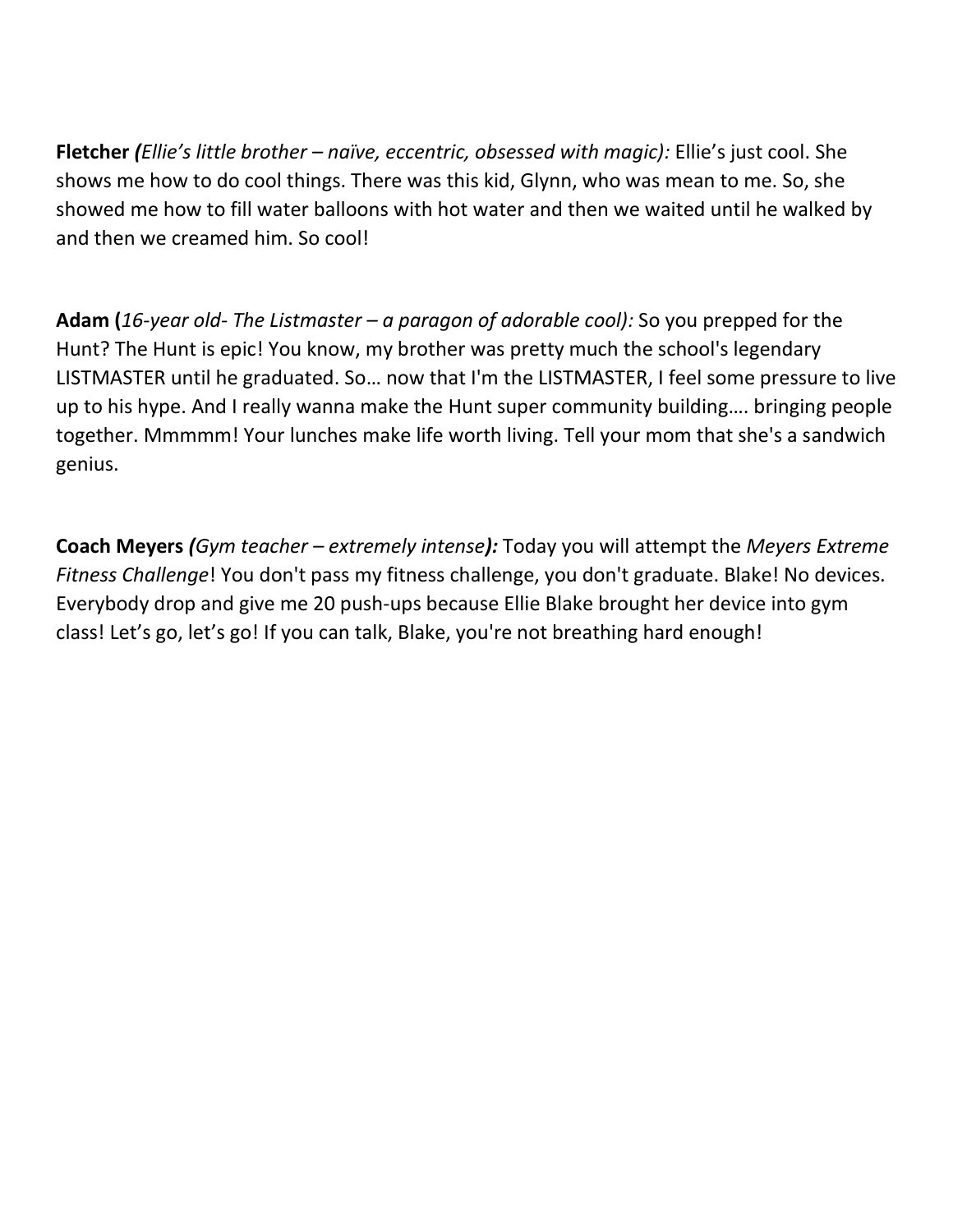**Fletcher** *(Ellie's little brother – naïve, eccentric, obsessed with magic):* Ellie's just cool. She shows me how to do cool things. There was this kid, Glynn, who was mean to me. So, she showed me how to fill water balloons with hot water and then we waited until he walked by and then we creamed him. So cool!

**Adam (***16-year old- The Listmaster – a paragon of adorable cool):* So you prepped for the Hunt? The Hunt is epic! You know, my brother was pretty much the school's legendary LISTMASTER until he graduated. So… now that I'm the LISTMASTER, I feel some pressure to live up to his hype. And I really wanna make the Hunt super community building…. bringing people together. Mmmmm! Your lunches make life worth living. Tell your mom that she's a sandwich genius.

**Coach Meyers** *(Gym teacher – extremely intense***):** Today you will attempt the *Meyers Extreme Fitness Challenge*! You don't pass my fitness challenge, you don't graduate. Blake! No devices. Everybody drop and give me 20 push-ups because Ellie Blake brought her device into gym class! Let's go, let's go! If you can talk, Blake, you're not breathing hard enough!